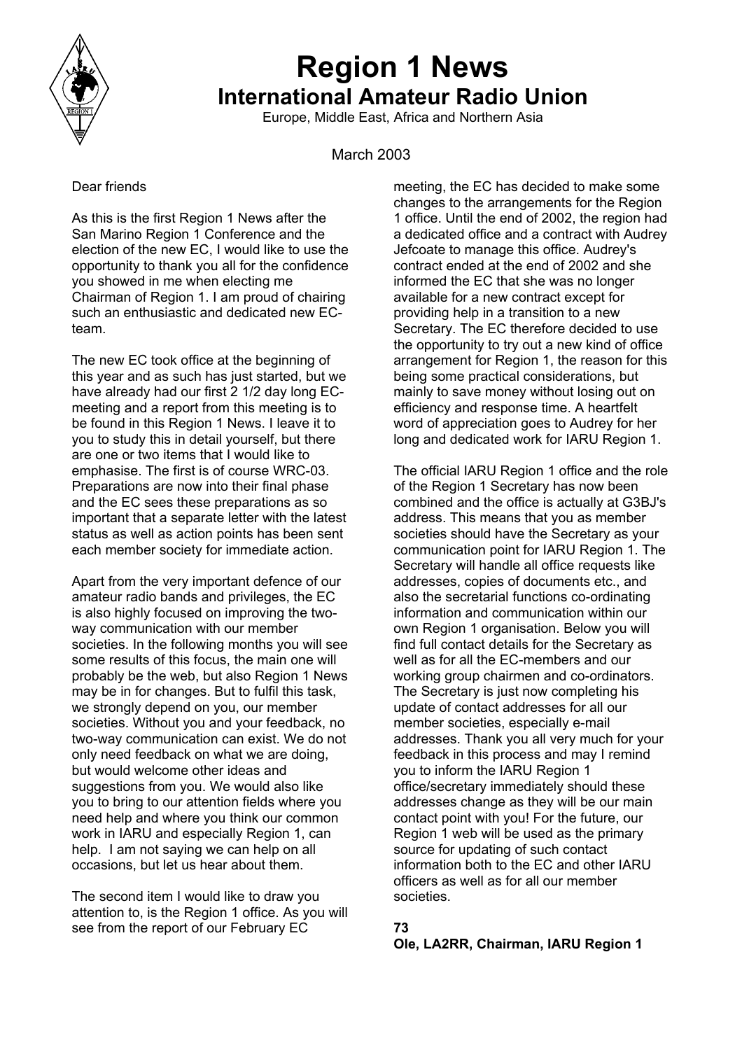# Region 1 News

## International Amateur Radio Union

Europe, Middle East, Africa and Northern Asia

March 2003

Dear friends

As this is the first Region 1 News after the San Marino Region 1 Conference and the election of the new EC, I would like to use the opportunity to thank you all for the confidence you showed in me when electing me Chairman of Region 1. I am proud of chairing such an enthusiastic and dedicated new EC-team.

The new EC took office at the beginning of this year and as such has just started, but we have already had our first 2 1/2 day long EC-meeting and a report from this meeting is to be found in this Region 1 News. I leave it to you to study this in detail yourself, but there are one or two items that I would like to emphasise. The first is of course WRC-03. Preparations are now into their final phase and the EC sees these preparations as so important that a separate letter with the latest status as well as action points has been sent each member society for immediate action.

Apart from the very important defence of our amateur radio bands and privileges, the EC is also highly focused on improving the two-way communication with our member societies. In the following months you will see some results of this focus, the main one will probably be the web, but also Region 1 News may be in for changes. But to fulfil this task, we strongly depend on you, our member societies. Without you and your feedback, no two-way communication can exist. We do not only need feedback on what we are doing, but would welcome other ideas and suggestions from you. We would also like you to bring to our attention fields where you need help and where you think our common work in IARU and especially Region 1, can help. I am not saying we can help on all occasions, but let us hear about them.

The second item I would like to draw you attention to, is the Region 1 office. As you will see from the report of our February EC meeting, the EC has decided to make some changes to the arrangements for the Region 1 office. Until the end of 2002, the region had a dedicated office and a contract with Audrey Jefcoate to manage this office. Audrey's contract ended at the end of 2002 and she informed the EC that she was no longer available for a new contract except for providing help in a transition to a new Secretary. The EC therefore decided to use the opportunity to try out a new kind of office arrangement for Region 1, the reason for this being some practical considerations, but mainly to save money without losing out on efficiency and response time. A heartfelt word of appreciation goes to Audrey for her long and dedicated work for IARU Region 1.

The official IARU Region 1 office and the role of the Region 1 Secretary has now been combined and the office is actually at G3BJ's address. This means that you as member societies should have the Secretary as your communication point for IARU Region 1. The Secretary will handle all office requests like addresses, copies of documents etc., and also the secretarial functions co-ordinating information and communication within our own Region 1 organisation. Below you will find full contact details for the Secretary as well as for all the EC-members and our working group chairmen and co-ordinators. The Secretary is just now completing his update of contact addresses for all our member societies, especially e-mail addresses. Thank you all very much for your feedback in this process and may I remind you to inform the IARU Region 1 office/secretary immediately should these addresses change as they will be our main contact point with you! For the future, our Region 1 web will be used as the primary source for updating of such contact information both to the EC and other IARU officers as well as for all our member societies.

**73**
**Ole, LA2RR, Chairman, IARU Region 1**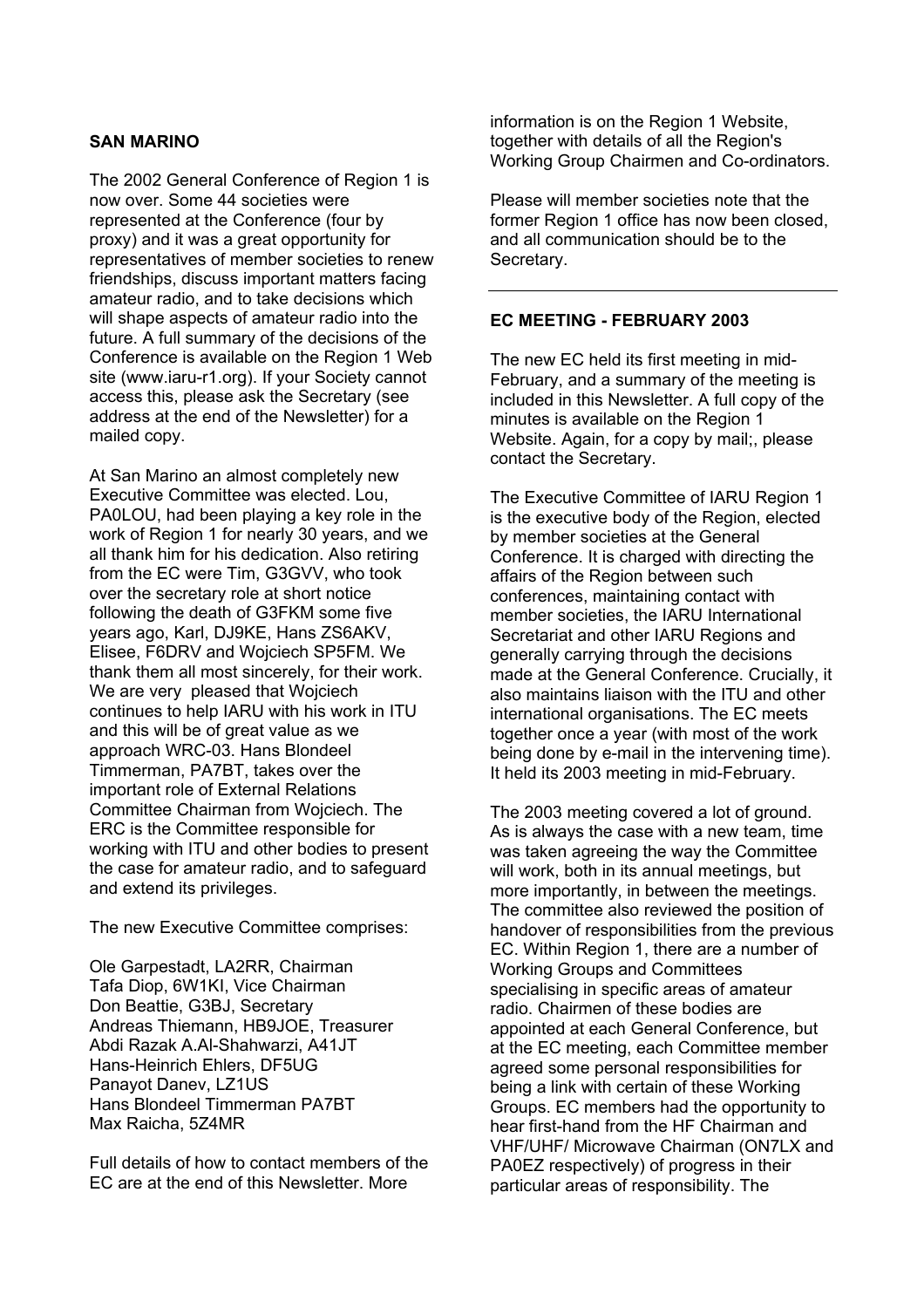### SAN MARINO

The 2002 General Conference of Region 1 is now over. Some 44 societies were represented at the Conference (four by proxy) and it was a great opportunity for representatives of member societies to renew friendships, discuss important matters facing amateur radio, and to take decisions which will shape aspects of amateur radio into the future. A full summary of the decisions of the Conference is available on the Region 1 Web site (www.iaru-r1.org). If your Society cannot access this, please ask the Secretary (see address at the end of the Newsletter) for a mailed copy.

At San Marino an almost completely new Executive Committee was elected. Lou, PA0LOU, had been playing a key role in the work of Region 1 for nearly 30 years, and we all thank him for his dedication. Also retiring from the EC were Tim, G3GVV, who took over the secretary role at short notice following the death of G3FKM some five years ago, Karl, DJ9KE, Hans ZS6AKV, Elisee, F6DRV and Wojciech SP5FM. We thank them all most sincerely, for their work. We are very pleased that Wojciech continues to help IARU with his work in ITU and this will be of great value as we approach WRC-03. Hans Blondeel Timmerman, PA7BT, takes over the important role of External Relations Committee Chairman from Wojciech. The ERC is the Committee responsible for working with ITU and other bodies to present the case for amateur radio, and to safeguard and extend its privileges.

The new Executive Committee comprises:

Ole Garpestadt, LA2RR, Chairman
Tafa Diop, 6W1KI, Vice Chairman
Don Beattie, G3BJ, Secretary
Andreas Thiemann, HB9JOE, Treasurer
Abdi Razak A.Al-Shahwarzi, A41JT
Hans-Heinrich Ehlers, DF5UG
Panayot Danev, LZ1US
Hans Blondeel Timmerman PA7BT
Max Raicha, 5Z4MR

Full details of how to contact members of the EC are at the end of this Newsletter. More information is on the Region 1 Website, together with details of all the Region's Working Group Chairmen and Co-ordinators.

Please will member societies note that the former Region 1 office has now been closed, and all communication should be to the Secretary.

---

### EC MEETING - FEBRUARY 2003

The new EC held its first meeting in mid-February, and a summary of the meeting is included in this Newsletter. A full copy of the minutes is available on the Region 1 Website. Again, for a copy by mail;, please contact the Secretary.

The Executive Committee of IARU Region 1 is the executive body of the Region, elected by member societies at the General Conference. It is charged with directing the affairs of the Region between such conferences, maintaining contact with member societies, the IARU International Secretariat and other IARU Regions and generally carrying through the decisions made at the General Conference. Crucially, it also maintains liaison with the ITU and other international organisations. The EC meets together once a year (with most of the work being done by e-mail in the intervening time). It held its 2003 meeting in mid-February.

The 2003 meeting covered a lot of ground. As is always the case with a new team, time was taken agreeing the way the Committee will work, both in its annual meetings, but more importantly, in between the meetings. The committee also reviewed the position of handover of responsibilities from the previous EC. Within Region 1, there are a number of Working Groups and Committees specialising in specific areas of amateur radio. Chairmen of these bodies are appointed at each General Conference, but at the EC meeting, each Committee member agreed some personal responsibilities for being a link with certain of these Working Groups. EC members had the opportunity to hear first-hand from the HF Chairman and VHF/UHF/ Microwave Chairman (ON7LX and PA0EZ respectively) of progress in their particular areas of responsibility. The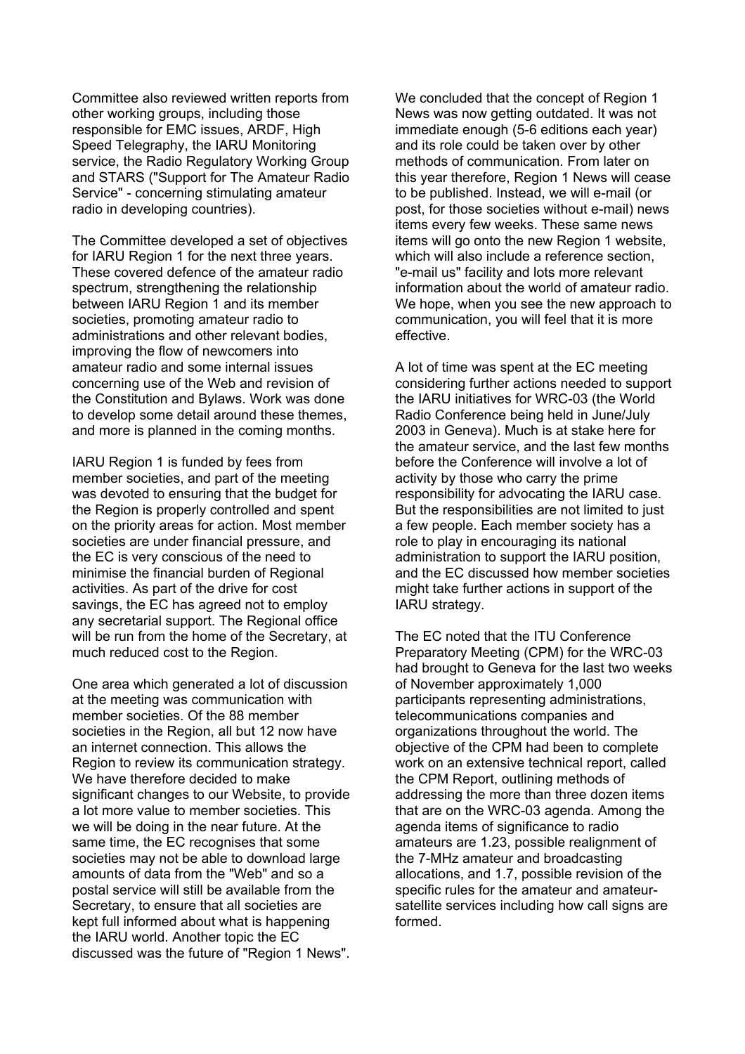Committee also reviewed written reports from other working groups, including those responsible for EMC issues, ARDF, High Speed Telegraphy, the IARU Monitoring service, the Radio Regulatory Working Group and STARS ("Support for The Amateur Radio Service" - concerning stimulating amateur radio in developing countries).

The Committee developed a set of objectives for IARU Region 1 for the next three years. These covered defence of the amateur radio spectrum, strengthening the relationship between IARU Region 1 and its member societies, promoting amateur radio to administrations and other relevant bodies, improving the flow of newcomers into amateur radio and some internal issues concerning use of the Web and revision of the Constitution and Bylaws. Work was done to develop some detail around these themes, and more is planned in the coming months.

IARU Region 1 is funded by fees from member societies, and part of the meeting was devoted to ensuring that the budget for the Region is properly controlled and spent on the priority areas for action. Most member societies are under financial pressure, and the EC is very conscious of the need to minimise the financial burden of Regional activities. As part of the drive for cost savings, the EC has agreed not to employ any secretarial support. The Regional office will be run from the home of the Secretary, at much reduced cost to the Region.

One area which generated a lot of discussion at the meeting was communication with member societies. Of the 88 member societies in the Region, all but 12 now have an internet connection. This allows the Region to review its communication strategy. We have therefore decided to make significant changes to our Website, to provide a lot more value to member societies. This we will be doing in the near future. At the same time, the EC recognises that some societies may not be able to download large amounts of data from the "Web" and so a postal service will still be available from the Secretary, to ensure that all societies are kept full informed about what is happening the IARU world. Another topic the EC discussed was the future of "Region 1 News".

We concluded that the concept of Region 1 News was now getting outdated. It was not immediate enough (5-6 editions each year) and its role could be taken over by other methods of communication. From later on this year therefore, Region 1 News will cease to be published. Instead, we will e-mail (or post, for those societies without e-mail) news items every few weeks. These same news items will go onto the new Region 1 website, which will also include a reference section, "e-mail us" facility and lots more relevant information about the world of amateur radio. We hope, when you see the new approach to communication, you will feel that it is more effective.

A lot of time was spent at the EC meeting considering further actions needed to support the IARU initiatives for WRC-03 (the World Radio Conference being held in June/July 2003 in Geneva). Much is at stake here for the amateur service, and the last few months before the Conference will involve a lot of activity by those who carry the prime responsibility for advocating the IARU case. But the responsibilities are not limited to just a few people. Each member society has a role to play in encouraging its national administration to support the IARU position, and the EC discussed how member societies might take further actions in support of the IARU strategy.

The EC noted that the ITU Conference Preparatory Meeting (CPM) for the WRC-03 had brought to Geneva for the last two weeks of November approximately 1,000 participants representing administrations, telecommunications companies and organizations throughout the world. The objective of the CPM had been to complete work on an extensive technical report, called the CPM Report, outlining methods of addressing the more than three dozen items that are on the WRC-03 agenda. Among the agenda items of significance to radio amateurs are 1.23, possible realignment of the 7-MHz amateur and broadcasting allocations, and 1.7, possible revision of the specific rules for the amateur and amateur-satellite services including how call signs are formed.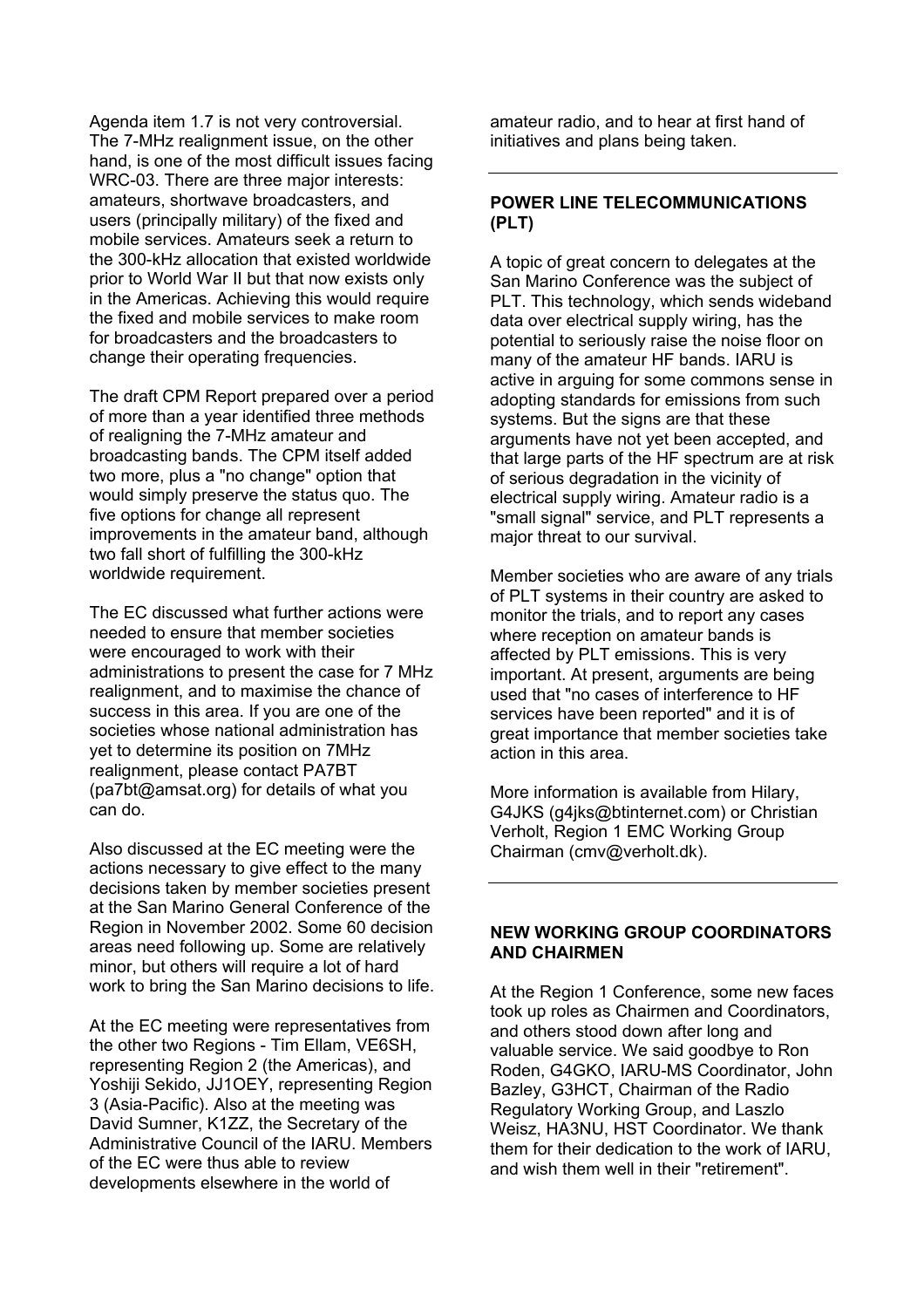Agenda item 1.7 is not very controversial. The 7-MHz realignment issue, on the other hand, is one of the most difficult issues facing WRC-03. There are three major interests: amateurs, shortwave broadcasters, and users (principally military) of the fixed and mobile services. Amateurs seek a return to the 300-kHz allocation that existed worldwide prior to World War II but that now exists only in the Americas. Achieving this would require the fixed and mobile services to make room for broadcasters and the broadcasters to change their operating frequencies.

The draft CPM Report prepared over a period of more than a year identified three methods of realigning the 7-MHz amateur and broadcasting bands. The CPM itself added two more, plus a "no change" option that would simply preserve the status quo. The five options for change all represent improvements in the amateur band, although two fall short of fulfilling the 300-kHz worldwide requirement.

The EC discussed what further actions were needed to ensure that member societies were encouraged to work with their administrations to present the case for 7 MHz realignment, and to maximise the chance of success in this area. If you are one of the societies whose national administration has yet to determine its position on 7MHz realignment, please contact PA7BT (pa7bt@amsat.org) for details of what you can do.

Also discussed at the EC meeting were the actions necessary to give effect to the many decisions taken by member societies present at the San Marino General Conference of the Region in November 2002. Some 60 decision areas need following up. Some are relatively minor, but others will require a lot of hard work to bring the San Marino decisions to life.

At the EC meeting were representatives from the other two Regions - Tim Ellam, VE6SH, representing Region 2 (the Americas), and Yoshiji Sekido, JJ1OEY, representing Region 3 (Asia-Pacific). Also at the meeting was David Sumner, K1ZZ, the Secretary of the Administrative Council of the IARU. Members of the EC were thus able to review developments elsewhere in the world of amateur radio, and to hear at first hand of initiatives and plans being taken.

---

## POWER LINE TELECOMMUNICATIONS (PLT)

A topic of great concern to delegates at the San Marino Conference was the subject of PLT. This technology, which sends wideband data over electrical supply wiring, has the potential to seriously raise the noise floor on many of the amateur HF bands. IARU is active in arguing for some commons sense in adopting standards for emissions from such systems. But the signs are that these arguments have not yet been accepted, and that large parts of the HF spectrum are at risk of serious degradation in the vicinity of electrical supply wiring. Amateur radio is a "small signal" service, and PLT represents a major threat to our survival.

Member societies who are aware of any trials of PLT systems in their country are asked to monitor the trials, and to report any cases where reception on amateur bands is affected by PLT emissions. This is very important. At present, arguments are being used that "no cases of interference to HF services have been reported" and it is of great importance that member societies take action in this area.

More information is available from Hilary, G4JKS (g4jks@btinternet.com) or Christian Verholt, Region 1 EMC Working Group Chairman (cmv@verholt.dk).

---

## NEW WORKING GROUP COORDINATORS AND CHAIRMEN

At the Region 1 Conference, some new faces took up roles as Chairmen and Coordinators, and others stood down after long and valuable service. We said goodbye to Ron Roden, G4GKO, IARU-MS Coordinator, John Bazley, G3HCT, Chairman of the Radio Regulatory Working Group, and Laszlo Weisz, HA3NU, HST Coordinator. We thank them for their dedication to the work of IARU, and wish them well in their "retirement".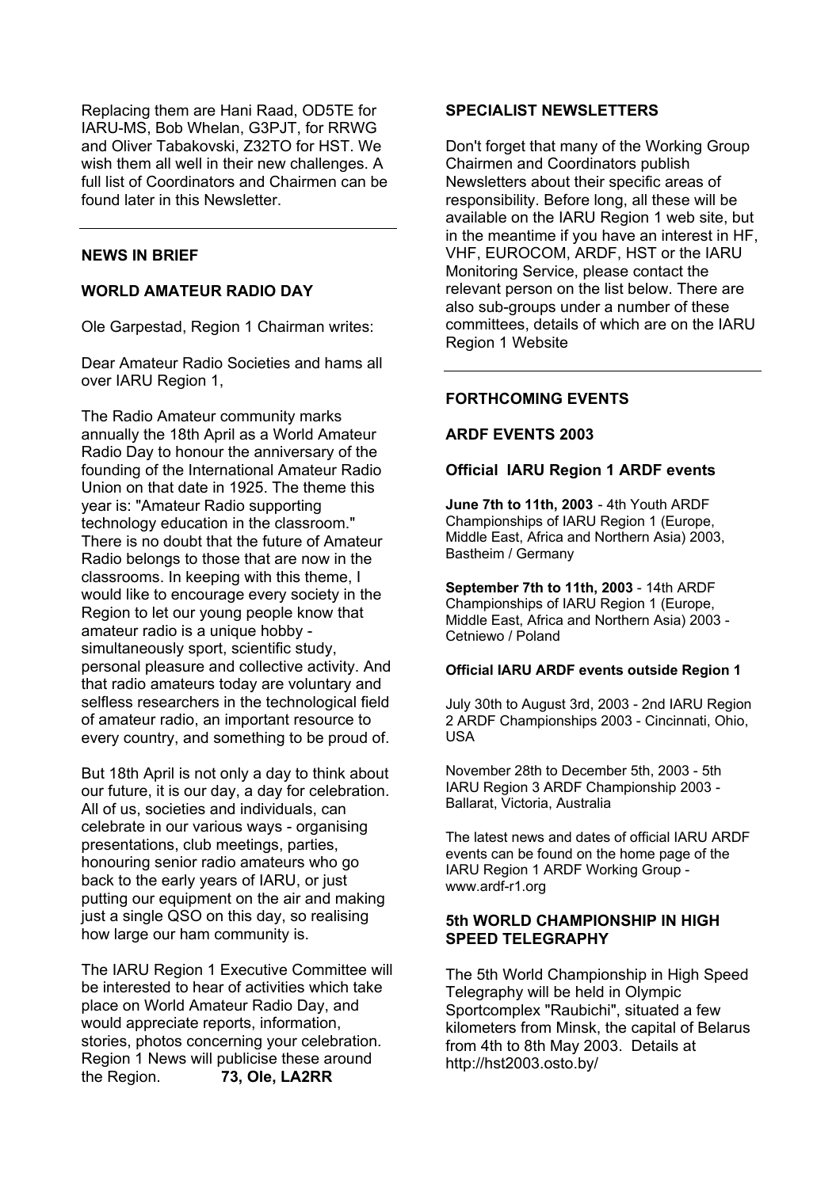Replacing them are Hani Raad, OD5TE for IARU-MS, Bob Whelan, G3PJT, for RRWG and Oliver Tabakovski, Z32TO for HST. We wish them all well in their new challenges. A full list of Coordinators and Chairmen can be found later in this Newsletter.

---

## NEWS IN BRIEF

### WORLD AMATEUR RADIO DAY

Ole Garpestad, Region 1 Chairman writes:

Dear Amateur Radio Societies and hams all over IARU Region 1,

The Radio Amateur community marks annually the 18th April as a World Amateur Radio Day to honour the anniversary of the founding of the International Amateur Radio Union on that date in 1925. The theme this year is: "Amateur Radio supporting technology education in the classroom." There is no doubt that the future of Amateur Radio belongs to those that are now in the classrooms. In keeping with this theme, I would like to encourage every society in the Region to let our young people know that amateur radio is a unique hobby - simultaneously sport, scientific study, personal pleasure and collective activity. And that radio amateurs today are voluntary and selfless researchers in the technological field of amateur radio, an important resource to every country, and something to be proud of.

But 18th April is not only a day to think about our future, it is our day, a day for celebration. All of us, societies and individuals, can celebrate in our various ways - organising presentations, club meetings, parties, honouring senior radio amateurs who go back to the early years of IARU, or just putting our equipment on the air and making just a single QSO on this day, so realising how large our ham community is.

The IARU Region 1 Executive Committee will be interested to hear of activities which take place on World Amateur Radio Day, and would appreciate reports, information, stories, photos concerning your celebration. Region 1 News will publicise these around the Region. **73, Ole, LA2RR**

## SPECIALIST NEWSLETTERS

Don't forget that many of the Working Group Chairmen and Coordinators publish Newsletters about their specific areas of responsibility. Before long, all these will be available on the IARU Region 1 web site, but in the meantime if you have an interest in HF, VHF, EUROCOM, ARDF, HST or the IARU Monitoring Service, please contact the relevant person on the list below. There are also sub-groups under a number of these committees, details of which are on the IARU Region 1 Website

---

## FORTHCOMING EVENTS

### ARDF EVENTS 2003

#### Official IARU Region 1 ARDF events

**June 7th to 11th, 2003** - 4th Youth ARDF Championships of IARU Region 1 (Europe, Middle East, Africa and Northern Asia) 2003, Bastheim / Germany

**September 7th to 11th, 2003** - 14th ARDF Championships of IARU Region 1 (Europe, Middle East, Africa and Northern Asia) 2003 - Cetniewo / Poland

#### Official IARU ARDF events outside Region 1

July 30th to August 3rd, 2003 - 2nd IARU Region 2 ARDF Championships 2003 - Cincinnati, Ohio, USA

November 28th to December 5th, 2003 - 5th IARU Region 3 ARDF Championship 2003 - Ballarat, Victoria, Australia

The latest news and dates of official IARU ARDF events can be found on the home page of the IARU Region 1 ARDF Working Group - www.ardf-r1.org

### 5th WORLD CHAMPIONSHIP IN HIGH SPEED TELEGRAPHY

The 5th World Championship in High Speed Telegraphy will be held in Olympic Sportcomplex "Raubichi", situated a few kilometers from Minsk, the capital of Belarus from 4th to 8th May 2003. Details at http://hst2003.osto.by/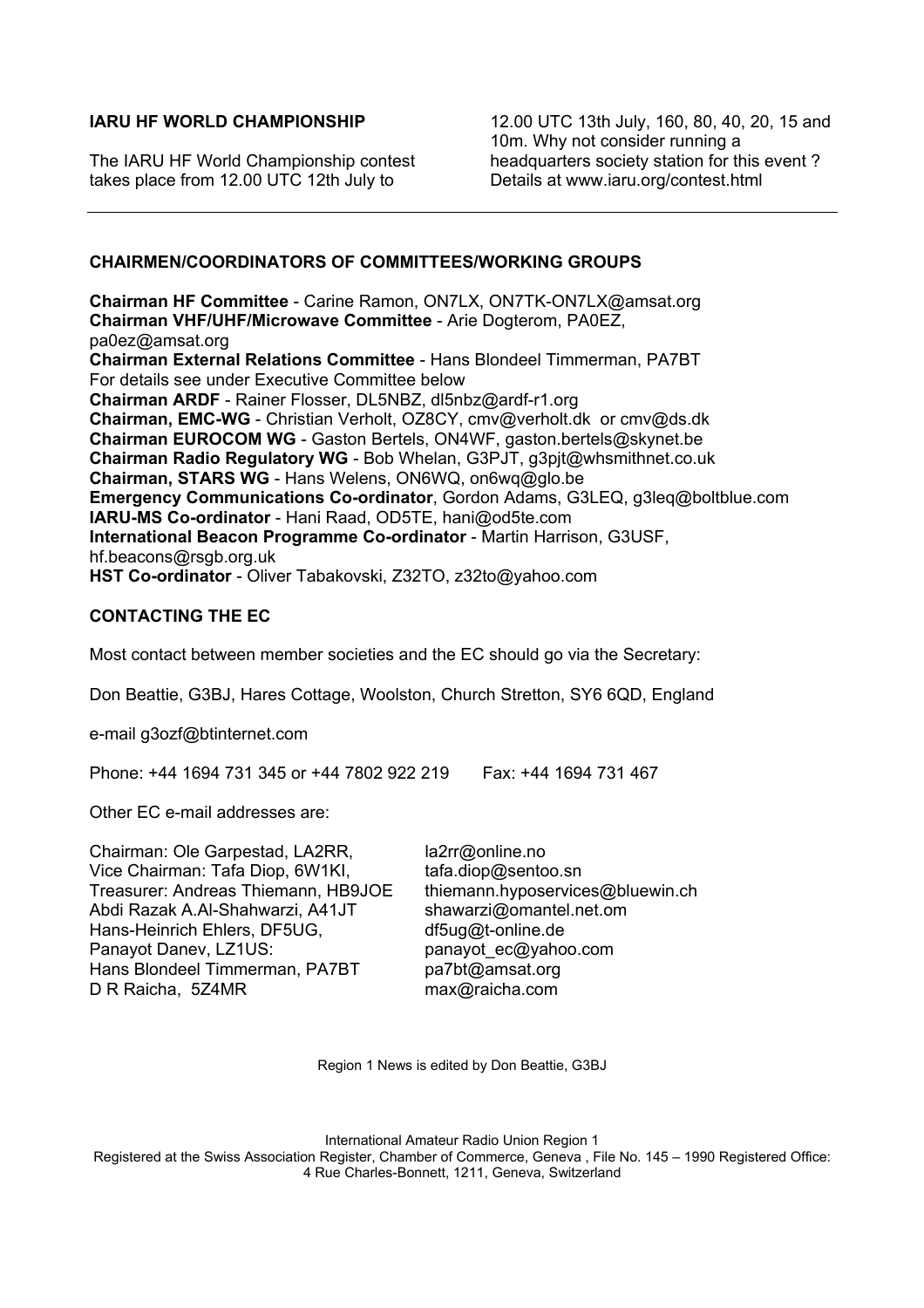**IARU HF WORLD CHAMPIONSHIP**

The IARU HF World Championship contest takes place from 12.00 UTC 12th July to 12.00 UTC 13th July, 160, 80, 40, 20, 15 and 10m. Why not consider running a headquarters society station for this event ? Details at www.iaru.org/contest.html

---

**CHAIRMEN/COORDINATORS OF COMMITTEES/WORKING GROUPS**

**Chairman HF Committee** - Carine Ramon, ON7LX, ON7TK-ON7LX@amsat.org
**Chairman VHF/UHF/Microwave Committee** - Arie Dogterom, PA0EZ, pa0ez@amsat.org
**Chairman External Relations Committee** - Hans Blondeel Timmerman, PA7BT
For details see under Executive Committee below
**Chairman ARDF** - Rainer Flosser, DL5NBZ, dl5nbz@ardf-r1.org
**Chairman, EMC-WG** - Christian Verholt, OZ8CY, cmv@verholt.dk or cmv@ds.dk
**Chairman EUROCOM WG** - Gaston Bertels, ON4WF, gaston.bertels@skynet.be
**Chairman Radio Regulatory WG** - Bob Whelan, G3PJT, g3pjt@whsmithnet.co.uk
**Chairman, STARS WG** - Hans Welens, ON6WQ, on6wq@glo.be
**Emergency Communications Co-ordinator**, Gordon Adams, G3LEQ, g3leq@boltblue.com
**IARU-MS Co-ordinator** - Hani Raad, OD5TE, hani@od5te.com
**International Beacon Programme Co-ordinator** - Martin Harrison, G3USF, hf.beacons@rsgb.org.uk
**HST Co-ordinator** - Oliver Tabakovski, Z32TO, z32to@yahoo.com

**CONTACTING THE EC**

Most contact between member societies and the EC should go via the Secretary:

Don Beattie, G3BJ, Hares Cottage, Woolston, Church Stretton, SY6 6QD, England

e-mail g3ozf@btinternet.com

Phone: +44 1694 731 345 or +44 7802 922 219 Fax: +44 1694 731 467

Other EC e-mail addresses are:

| | |
|---|---|
| Chairman: Ole Garpestad, LA2RR, | la2rr@online.no |
| Vice Chairman: Tafa Diop, 6W1KI, | tafa.diop@sentoo.sn |
| Treasurer: Andreas Thiemann, HB9JOE | thiemann.hyposervices@bluewin.ch |
| Abdi Razak A.Al-Shahwarzi, A41JT | shawarzi@omantel.net.om |
| Hans-Heinrich Ehlers, DF5UG, | df5ug@t-online.de |
| Panayot Danev, LZ1US: | panayot_ec@yahoo.com |
| Hans Blondeel Timmerman, PA7BT | pa7bt@amsat.org |
| D R Raicha, 5Z4MR | max@raicha.com |

Region 1 News is edited by Don Beattie, G3BJ

International Amateur Radio Union Region 1
Registered at the Swiss Association Register, Chamber of Commerce, Geneva , File No. 145 – 1990 Registered Office: 4 Rue Charles-Bonnett, 1211, Geneva, Switzerland